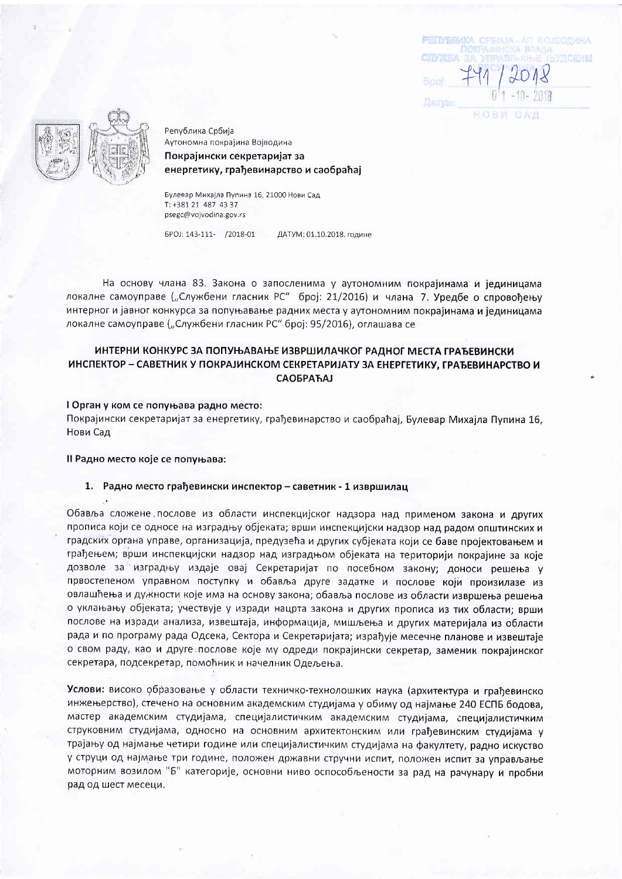РЕПУБЛИКА СРБИЈА - АП ВОЈВОДИНА
ПОКРАЈИНСКА ВЛАДА
СЛУЖБА ЗА УПРАВЉАЊЕ ЉУДСКИМ РЕСУРСИМА
Број: 741 / 2018
Датум: 01-10-2018
НОВИ САД

Република Србија
Аутономна покрајина Војводина
**Покрајински секретаријат за енергетику, грађевинарство и саобраћај**

Булевар Михајла Пупина 16, 21000 Нови Сад
Т: +381 21 487 43 37
psegc@vojvodina.gov.rs

БРОЈ: 143-111- /2018-01 ДАТУМ: 01.10.2018. године

На основу члана 83. Закона о запосленима у аутономним покрајинама и јединицама локалне самоуправе („Службени гласник РС" број: 21/2016) и члана 7. Уредбе о спровођењу интерног и јавног конкурса за попуњавање радних места у аутономним покрајинама и јединицама локалне самоуправе („Службени гласник РС" број: 95/2016), оглашава се

## ИНТЕРНИ КОНКУРС ЗА ПОПУЊАВАЊЕ ИЗВРШИЛАЧКОГ РАДНОГ МЕСТА ГРАЂЕВИНСКИ ИНСПЕКТОР – САВЕТНИК У ПОКРАЈИНСКОМ СЕКРЕТАРИЈАТУ ЗА ЕНЕРГЕТИКУ, ГРАЂЕВИНАРСТВО И САОБРАЋАЈ

**I Орган у ком се попуњава радно место:**
Покрајински секретаријат за енергетику, грађевинарство и саобраћај, Булевар Михајла Пупина 16, Нови Сад

**II Радно место које се попуњава:**

### 1. Радно место грађевински инспектор – саветник - 1 извршилац

Обавља сложене послове из области инспекцијског надзора над применом закона и других прописа који се односе на изградњу објеката; врши инспекцијски надзор над радом општинских и градских органа управе, организација, предузећа и других субјеката који се баве пројектовањем и грађењем; врши инспекцијски надзор над изградњом објеката на територији покрајине за које дозволе за изградњу издаје овај Секретаријат по посебном закону; доноси решења у првостепеном управном поступку и обавља друге задатке и послове који произилазе из овлашћења и дужности које има на основу закона; обавља послове из области извршења решења о уклањању објеката; учествује у изради нацрта закона и других прописа из тих области; врши послове на изради анализа, извештаја, информација, мишљења и других материјала из области рада и по програму рада Одсека, Сектора и Секретаријата; израђује месечне планове и извештаје о свом раду, као и друге послове које му одреди покрајински секретар, заменик покрајинског секретара, подсекретар, помоћник и начелник Одељења.

**Услови:** високо образовање у области техничко-технолошких наука (архитектура и грађевинско инжењерство), стечено на основним академским студијама у обиму од најмање 240 ЕСПБ бодова, мастер академским студијама, специјалистичким академским студијама, специјалистичким струковним студијама, односно на основним архитектонским или грађевинским студијама у трајању од најмање четири године или специјалистичким студијама на факултету, радно искуство у струци од најмање три године, положен државни стручни испит, положен испит за управљање моторним возилом "Б" категорије, основни ниво оспособљености за рад на рачунару и пробни рад од шест месеци.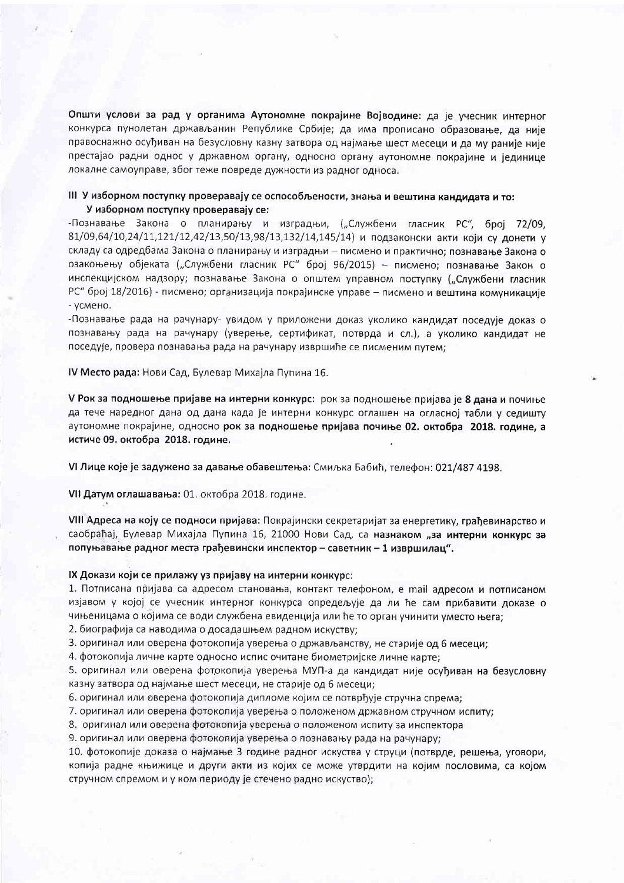**Општи услови за рад у органима Аутономне покрајине Војводине**: да је учесник интерног конкурса пунолетан држављанин Републике Србије; да има прописано образовање, да није правоснажно осуђиван на безусловну казну затвора од најмање шест месеци и да му раније није престајао радни однос у државном органу, односно органу аутономне покрајине и јединице локалне самоуправе, због теже повреде дужности из радног односа.

**III У изборном поступку проверавају се оспособљености, знања и вештина кандидата и то:**

**У изборном поступку проверавају се:**

-Познавање Закона о планирању и изградњи, („Службени гласник РС", број 72/09, 81/09,64/10,24/11,121/12,42/13,50/13,98/13,132/14,145/14) и подзаконски акти који су донети у складу са одредбама Закона о планирању и изградњи – писмено и практично; познавање Закона о озакоњењу објеката („Службени гласник РС" број 96/2015) – писмено; познавање Закон о инспекцијском надзору; познавање Закона о општем управном поступку („Службени гласник РС" број 18/2016) - писмено; организација покрајинске управе – писмено и вештина комуникације - усмено.

-Познавање рада на рачунару- увидом у приложени доказ уколико кандидат поседује доказ о познавању рада на рачунару (уверење, сертификат, потврда и сл.), а уколико кандидат не поседује, провера познавања рада на рачунару извршиће се писменим путем;

**IV Место рада:** Нови Сад, Булевар Михајла Пупина 16.

**V Рок за подношење пријаве на интерни конкурс:** рок за подношење пријава је **8 дана** и почиње да тече наредног дана од дана када је интерни конкурс оглашен на огласној табли у седишту аутономне покрајине, односно **рок за подношење пријава почиње 02. октобра 2018. године, а истиче 09. октобра 2018. године.**

**VI Лице које је задужено за давање обавештења:** Смиљка Бабић, телефон: 021/487 4198.

**VII Датум оглашавања:** 01. октобра 2018. године.

**VIII Адреса на коју се подноси пријава:** Покрајински секретаријат за енергетику, грађевинарство и саобраћај, Булевар Михајла Пупина 16, 21000 Нови Сад, са **назнаком „за интерни конкурс за попуњавање радног места грађевински инспектор – саветник – 1 извршилац".**

**IX Докази који се прилажу уз пријаву на интерни конкурс:**

1. Потписана пријава са адресом становања, контакт телефоном, e mail адресом и потписаном изјавом у којој се учесник интерног конкурса опредељује да ли ће сам прибавити доказе о чињеницама о којима се води службена евиденција или ће то орган учинити уместо њега;
2. биографија са наводима о досадашњем радном искуству;
3. оригинал или оверена фотокопија уверења о држављанству, не старије од 6 месеци;
4. фотокопија личне карте односно испис очитане биометријске личне карте;
5. оригинал или оверена фотокопија уверења МУП-а да кандидат није осуђиван на безусловну казну затвора од најмање шест месеци, не старије од 6 месеци;
6. оригинал или оверена фотокопија дипломе којим се потврђује стручна спрема;
7. оригинал или оверена фотокопија уверења о положеном државном стручном испиту;
8. оригинал или оверена фотокопија уверења о положеном испиту за инспектора
9. оригинал или оверена фотокопија уверења о познавању рада на рачунару;
10. фотокопије доказа о најмање 3 године радног искуства у струци (потврде, решења, уговори, копија радне књижице и други акти из којих се може утврдити на којим пословима, са којом стручном спремом и у ком периоду је стечено радно искуство);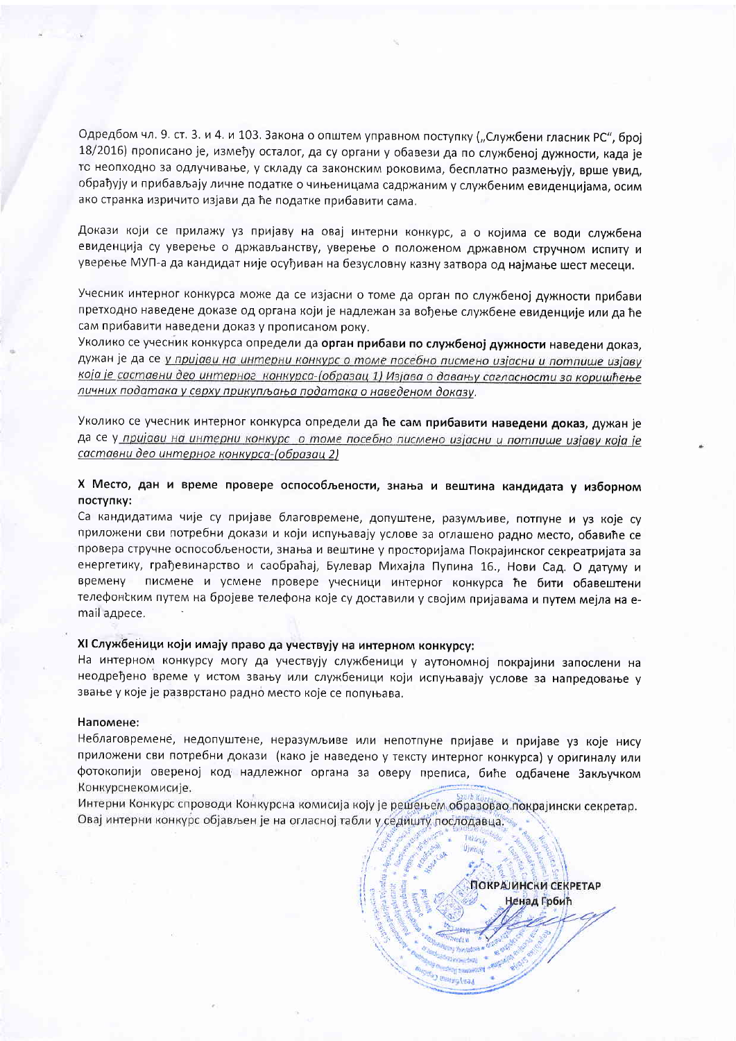Одредбом чл. 9. ст. 3. и 4. и 103. Закона о општем управном поступку („Службени гласник РС", број 18/2016) прописано је, између осталог, да су органи у обавези да по службеној дужности, када је то неопходно за одлучивање, у складу са законским роковима, бесплатно размењују, врше увид, обрађују и прибављају личне податке о чињеницама садржаним у службеним евиденцијама, осим ако странка изричито изјави да ће податке прибавити сама.

Докази који се прилажу уз пријаву на овај интерни конкурс, а о којима се води службена евиденција су уверење о држављанству, уверење о положеном државном стручном испиту и уверење МУП-а да кандидат није осуђиван на безусловну казну затвора од најмање шест месеци.

Учесник интерног конкурса може да се изјасни о томе да орган по службеној дужности прибави претходно наведене доказе од органа који је надлежан за вођење службене евиденције или да ће сам прибавити наведени доказ у прописаном року.

Уколико се учесник конкурса определи да **орган прибави по службеној дужности** наведени доказ, дужан је да се *у пријави на интерни конкурс о томе посебно писмено изјасни и потпише изјаву која је саставни део интерног конкурса-(образац 1) Изјава о давању сагласности за коришћење личних података у сврху прикупљања података о наведеном доказу.*

Уколико се учесник интерног конкурса определи да **ће сам прибавити наведени доказ**, дужан је да се *у пријави на интерни конкурс о томе посебно писмено изјасни и потпише изјаву која је саставни део интерног конкурса-(образац 2)*

## X Место, дан и време провере оспособљености, знања и вештина кандидата у изборном поступку:

Са кандидатима чије су пријаве благовремене, допуштене, разумљиве, потпуне и уз које су приложени сви потребни докази и који испуњавају услове за оглашено радно место, обавиће се провера стручне оспособљености, знања и вештине у просторијама Покрајинског секреатријата за енергетику, грађевинарство и саобраћај, Булевар Михајла Пупина 16., Нови Сад. О датуму и времену писмене и усмене провере учесници интерног конкурса ће бити обавештени телефонским путем на бројеве телефона које су доставили у својим пријавама и путем мејла на e-mail адресе.

## XI Службеници који имају право да учествују на интерном конкурсу:

На интерном конкурсу могу да учествују службеници у аутономној покрајини запослени на неодређено време у истом звању или службеници који испуњавају услове за напредовање у звање у које је разврстано радно место које се попуњава.

### Напомене:

Неблаговремене, недопуштене, неразумљиве или непотпуне пријаве и пријаве уз које нису приложени сви потребни докази (како је наведено у тексту интерног конкурса) у оригиналу или фотокопији овереној код надлежног органа за оверу преписа, биће одбачене Закључком Конкурснекомисије.

Интерни Конкурс спроводи Конкурсна комисија коју је решењем образовао покрајински секретар. Овај интерни конкурс објављен је на огласној табли у седишту послодавца.

ПОКРАЈИНСКИ СЕКРЕТАР

Ненад Грбић